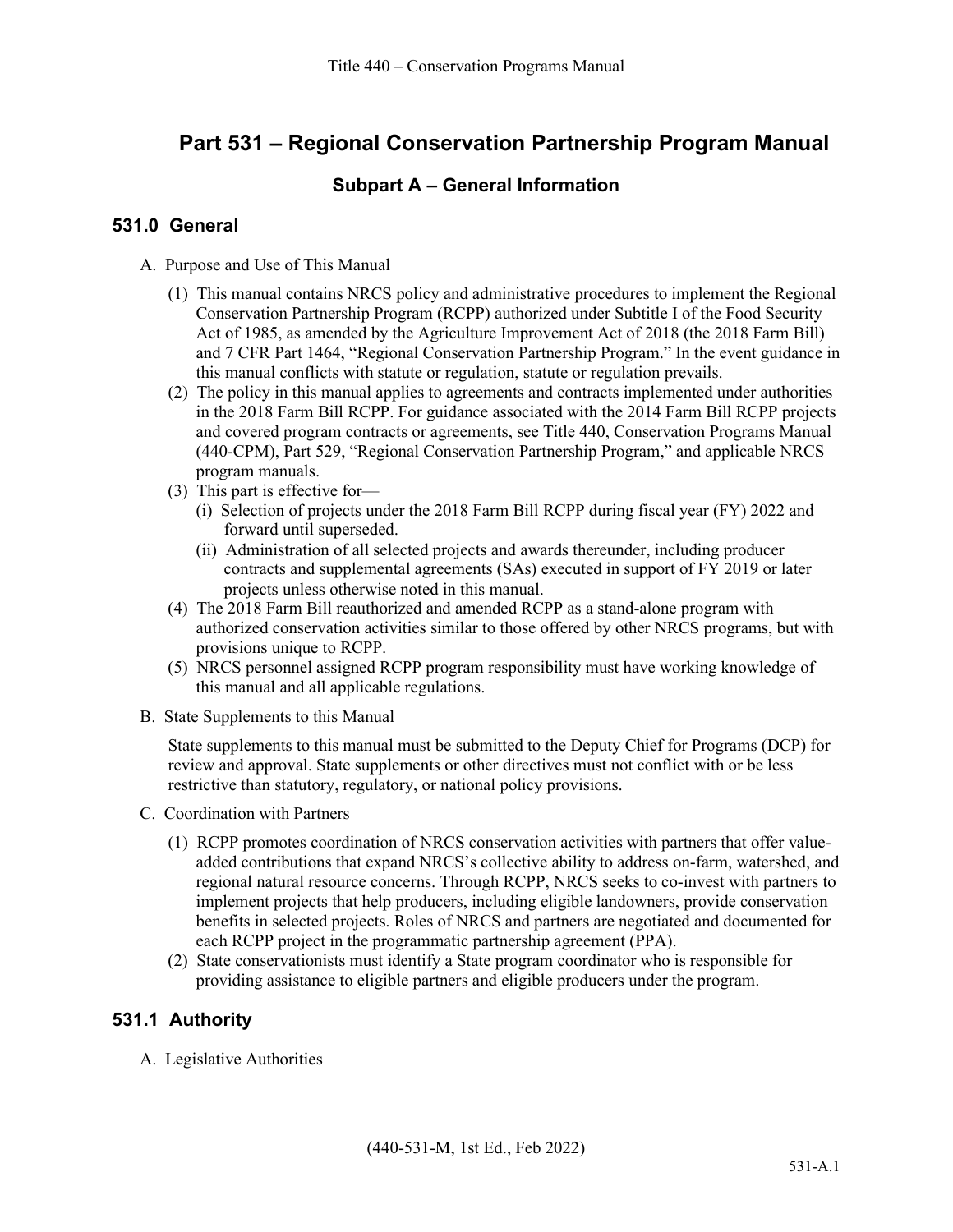# Part 531 – Regional Conservation Partnership Program Manual

## Subpart A – General Information

### 531.0 General

A. Purpose and Use of This Manual

(1) This manual contains NRCS policy and administrative procedures to implement the Regional Conservation Partnership Program (RCPP) authorized under Subtitle I of the Food Security Act of 1985, as amended by the Agriculture Improvement Act of 2018 (the 2018 Farm Bill) and 7 CFR Part 1464, "Regional Conservation Partnership Program." In the event guidance in this manual conflicts with statute or regulation, statute or regulation prevails.

(2) The policy in this manual applies to agreements and contracts implemented under authorities in the 2018 Farm Bill RCPP. For guidance associated with the 2014 Farm Bill RCPP projects and covered program contracts or agreements, see Title 440, Conservation Programs Manual (440-CPM), Part 529, "Regional Conservation Partnership Program," and applicable NRCS program manuals.

(3) This part is effective for—

(i) Selection of projects under the 2018 Farm Bill RCPP during fiscal year (FY) 2022 and forward until superseded.

(ii) Administration of all selected projects and awards thereunder, including producer contracts and supplemental agreements (SAs) executed in support of FY 2019 or later projects unless otherwise noted in this manual.

(4) The 2018 Farm Bill reauthorized and amended RCPP as a stand-alone program with authorized conservation activities similar to those offered by other NRCS programs, but with provisions unique to RCPP.

(5) NRCS personnel assigned RCPP program responsibility must have working knowledge of this manual and all applicable regulations.

B. State Supplements to this Manual

State supplements to this manual must be submitted to the Deputy Chief for Programs (DCP) for review and approval. State supplements or other directives must not conflict with or be less restrictive than statutory, regulatory, or national policy provisions.

C. Coordination with Partners

(1) RCPP promotes coordination of NRCS conservation activities with partners that offer value-added contributions that expand NRCS's collective ability to address on-farm, watershed, and regional natural resource concerns. Through RCPP, NRCS seeks to co-invest with partners to implement projects that help producers, including eligible landowners, provide conservation benefits in selected projects. Roles of NRCS and partners are negotiated and documented for each RCPP project in the programmatic partnership agreement (PPA).

(2) State conservationists must identify a State program coordinator who is responsible for providing assistance to eligible partners and eligible producers under the program.

### 531.1 Authority

A. Legislative Authorities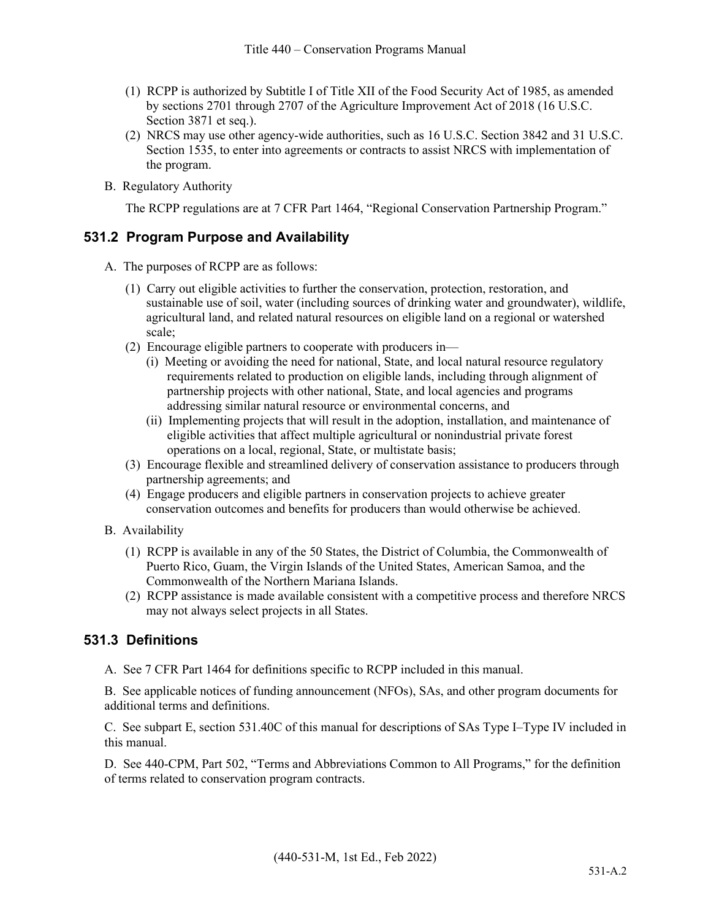(1) RCPP is authorized by Subtitle I of Title XII of the Food Security Act of 1985, as amended by sections 2701 through 2707 of the Agriculture Improvement Act of 2018 (16 U.S.C. Section 3871 et seq.).

(2) NRCS may use other agency-wide authorities, such as 16 U.S.C. Section 3842 and 31 U.S.C. Section 1535, to enter into agreements or contracts to assist NRCS with implementation of the program.

B. Regulatory Authority

The RCPP regulations are at 7 CFR Part 1464, "Regional Conservation Partnership Program."

## 531.2 Program Purpose and Availability

A. The purposes of RCPP are as follows:

(1) Carry out eligible activities to further the conservation, protection, restoration, and sustainable use of soil, water (including sources of drinking water and groundwater), wildlife, agricultural land, and related natural resources on eligible land on a regional or watershed scale;

(2) Encourage eligible partners to cooperate with producers in—

(i) Meeting or avoiding the need for national, State, and local natural resource regulatory requirements related to production on eligible lands, including through alignment of partnership projects with other national, State, and local agencies and programs addressing similar natural resource or environmental concerns, and

(ii) Implementing projects that will result in the adoption, installation, and maintenance of eligible activities that affect multiple agricultural or nonindustrial private forest operations on a local, regional, State, or multistate basis;

(3) Encourage flexible and streamlined delivery of conservation assistance to producers through partnership agreements; and

(4) Engage producers and eligible partners in conservation projects to achieve greater conservation outcomes and benefits for producers than would otherwise be achieved.

B. Availability

(1) RCPP is available in any of the 50 States, the District of Columbia, the Commonwealth of Puerto Rico, Guam, the Virgin Islands of the United States, American Samoa, and the Commonwealth of the Northern Mariana Islands.

(2) RCPP assistance is made available consistent with a competitive process and therefore NRCS may not always select projects in all States.

## 531.3 Definitions

A. See 7 CFR Part 1464 for definitions specific to RCPP included in this manual.

B. See applicable notices of funding announcement (NFOs), SAs, and other program documents for additional terms and definitions.

C. See subpart E, section 531.40C of this manual for descriptions of SAs Type I–Type IV included in this manual.

D. See 440-CPM, Part 502, "Terms and Abbreviations Common to All Programs," for the definition of terms related to conservation program contracts.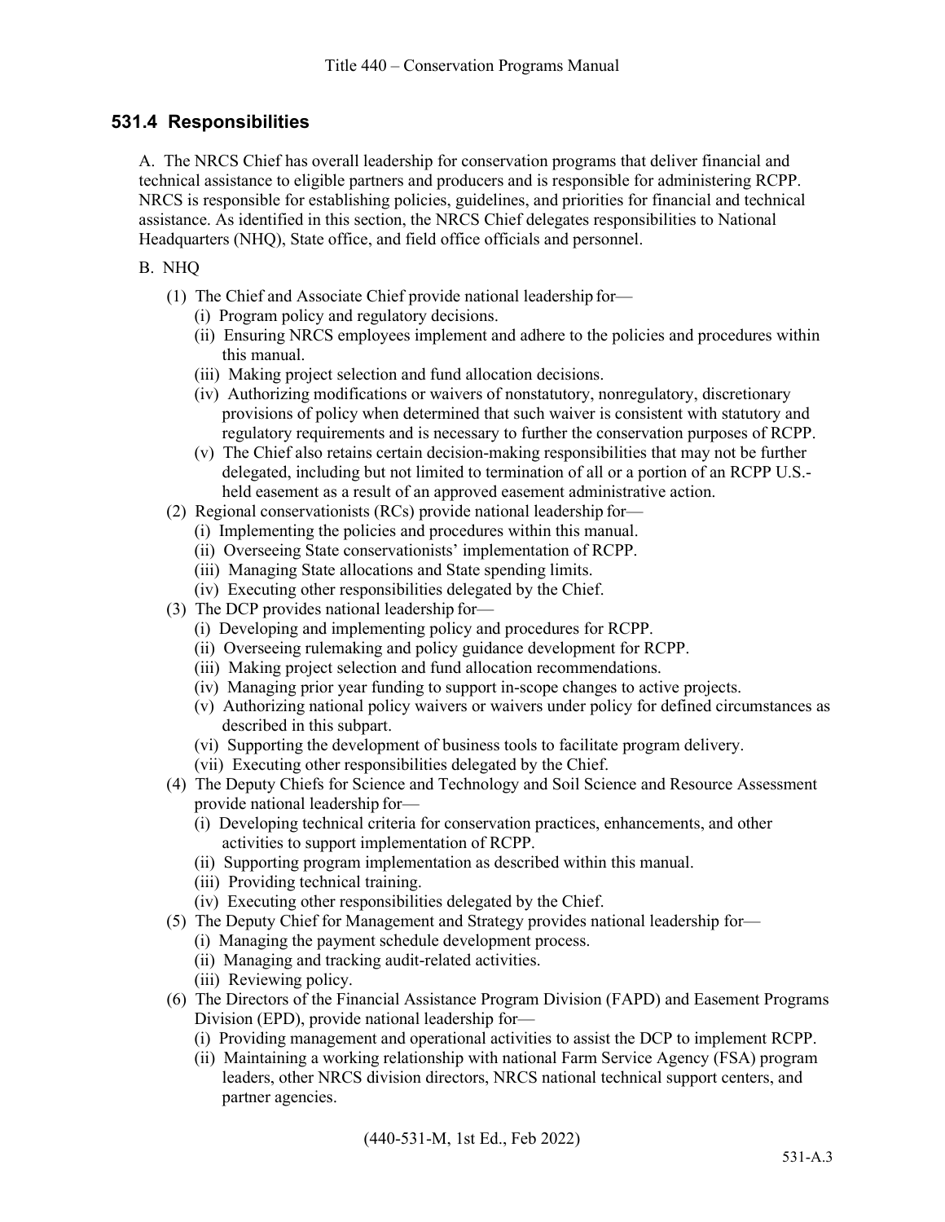## 531.4 Responsibilities

A. The NRCS Chief has overall leadership for conservation programs that deliver financial and technical assistance to eligible partners and producers and is responsible for administering RCPP. NRCS is responsible for establishing policies, guidelines, and priorities for financial and technical assistance. As identified in this section, the NRCS Chief delegates responsibilities to National Headquarters (NHQ), State office, and field office officials and personnel.

B. NHQ

- (1) The Chief and Associate Chief provide national leadership for—
  - (i) Program policy and regulatory decisions.
  - (ii) Ensuring NRCS employees implement and adhere to the policies and procedures within this manual.
  - (iii) Making project selection and fund allocation decisions.
  - (iv) Authorizing modifications or waivers of nonstatutory, nonregulatory, discretionary provisions of policy when determined that such waiver is consistent with statutory and regulatory requirements and is necessary to further the conservation purposes of RCPP.
  - (v) The Chief also retains certain decision-making responsibilities that may not be further delegated, including but not limited to termination of all or a portion of an RCPP U.S.-held easement as a result of an approved easement administrative action.
- (2) Regional conservationists (RCs) provide national leadership for—
  - (i) Implementing the policies and procedures within this manual.
  - (ii) Overseeing State conservationists' implementation of RCPP.
  - (iii) Managing State allocations and State spending limits.
  - (iv) Executing other responsibilities delegated by the Chief.
- (3) The DCP provides national leadership for—
  - (i) Developing and implementing policy and procedures for RCPP.
  - (ii) Overseeing rulemaking and policy guidance development for RCPP.
  - (iii) Making project selection and fund allocation recommendations.
  - (iv) Managing prior year funding to support in-scope changes to active projects.
  - (v) Authorizing national policy waivers or waivers under policy for defined circumstances as described in this subpart.
  - (vi) Supporting the development of business tools to facilitate program delivery.
  - (vii) Executing other responsibilities delegated by the Chief.
- (4) The Deputy Chiefs for Science and Technology and Soil Science and Resource Assessment provide national leadership for—
  - (i) Developing technical criteria for conservation practices, enhancements, and other activities to support implementation of RCPP.
  - (ii) Supporting program implementation as described within this manual.
  - (iii) Providing technical training.
  - (iv) Executing other responsibilities delegated by the Chief.
- (5) The Deputy Chief for Management and Strategy provides national leadership for—
  - (i) Managing the payment schedule development process.
  - (ii) Managing and tracking audit-related activities.
  - (iii) Reviewing policy.
- (6) The Directors of the Financial Assistance Program Division (FAPD) and Easement Programs Division (EPD), provide national leadership for—
  - (i) Providing management and operational activities to assist the DCP to implement RCPP.
  - (ii) Maintaining a working relationship with national Farm Service Agency (FSA) program leaders, other NRCS division directors, NRCS national technical support centers, and partner agencies.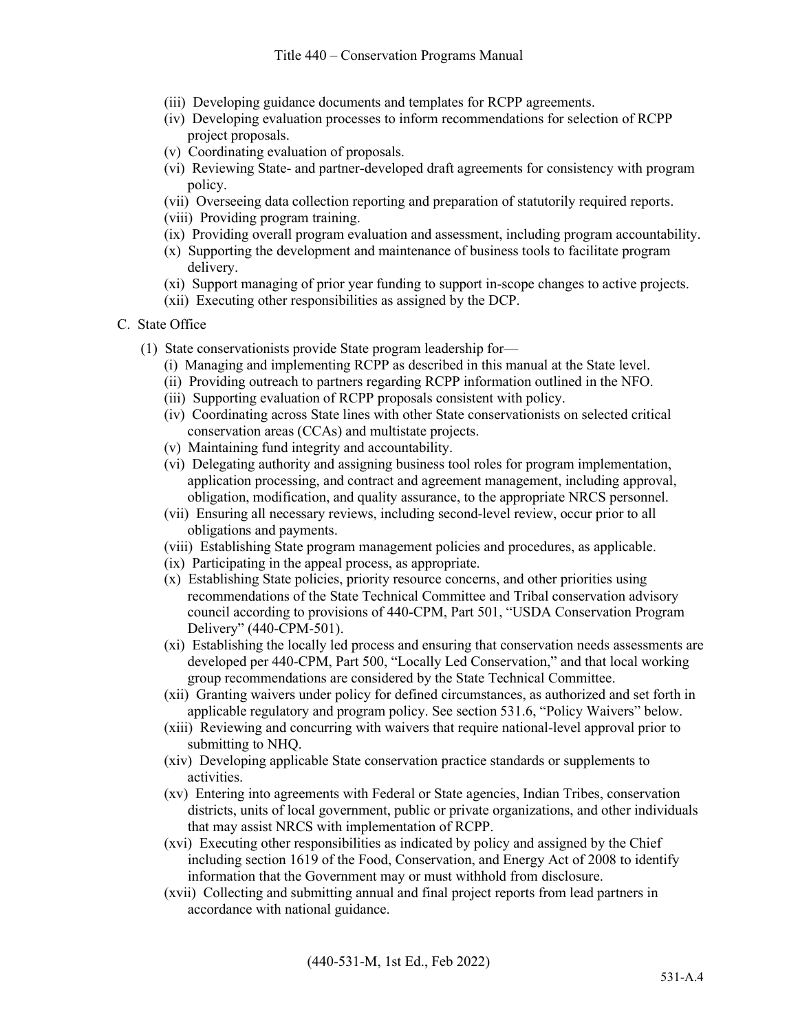(iii) Developing guidance documents and templates for RCPP agreements.

(iv) Developing evaluation processes to inform recommendations for selection of RCPP project proposals.

(v) Coordinating evaluation of proposals.

(vi) Reviewing State- and partner-developed draft agreements for consistency with program policy.

(vii) Overseeing data collection reporting and preparation of statutorily required reports.

(viii) Providing program training.

(ix) Providing overall program evaluation and assessment, including program accountability.

(x) Supporting the development and maintenance of business tools to facilitate program delivery.

(xi) Support managing of prior year funding to support in-scope changes to active projects.

(xii) Executing other responsibilities as assigned by the DCP.

C. State Office

(1) State conservationists provide State program leadership for—

(i) Managing and implementing RCPP as described in this manual at the State level.

(ii) Providing outreach to partners regarding RCPP information outlined in the NFO.

(iii) Supporting evaluation of RCPP proposals consistent with policy.

(iv) Coordinating across State lines with other State conservationists on selected critical conservation areas (CCAs) and multistate projects.

(v) Maintaining fund integrity and accountability.

(vi) Delegating authority and assigning business tool roles for program implementation, application processing, and contract and agreement management, including approval, obligation, modification, and quality assurance, to the appropriate NRCS personnel.

(vii) Ensuring all necessary reviews, including second-level review, occur prior to all obligations and payments.

(viii) Establishing State program management policies and procedures, as applicable.

(ix) Participating in the appeal process, as appropriate.

(x) Establishing State policies, priority resource concerns, and other priorities using recommendations of the State Technical Committee and Tribal conservation advisory council according to provisions of 440-CPM, Part 501, "USDA Conservation Program Delivery" (440-CPM-501).

(xi) Establishing the locally led process and ensuring that conservation needs assessments are developed per 440-CPM, Part 500, "Locally Led Conservation," and that local working group recommendations are considered by the State Technical Committee.

(xii) Granting waivers under policy for defined circumstances, as authorized and set forth in applicable regulatory and program policy. See section 531.6, "Policy Waivers" below.

(xiii) Reviewing and concurring with waivers that require national-level approval prior to submitting to NHQ.

(xiv) Developing applicable State conservation practice standards or supplements to activities.

(xv) Entering into agreements with Federal or State agencies, Indian Tribes, conservation districts, units of local government, public or private organizations, and other individuals that may assist NRCS with implementation of RCPP.

(xvi) Executing other responsibilities as indicated by policy and assigned by the Chief including section 1619 of the Food, Conservation, and Energy Act of 2008 to identify information that the Government may or must withhold from disclosure.

(xvii) Collecting and submitting annual and final project reports from lead partners in accordance with national guidance.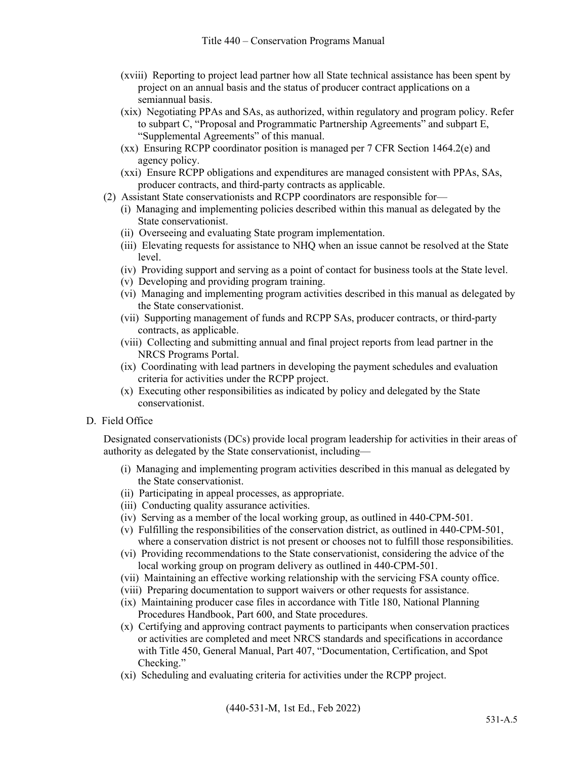(xviii) Reporting to project lead partner how all State technical assistance has been spent by project on an annual basis and the status of producer contract applications on a semiannual basis.

(xix) Negotiating PPAs and SAs, as authorized, within regulatory and program policy. Refer to subpart C, "Proposal and Programmatic Partnership Agreements" and subpart E, "Supplemental Agreements" of this manual.

(xx) Ensuring RCPP coordinator position is managed per 7 CFR Section 1464.2(e) and agency policy.

(xxi) Ensure RCPP obligations and expenditures are managed consistent with PPAs, SAs, producer contracts, and third-party contracts as applicable.

(2) Assistant State conservationists and RCPP coordinators are responsible for—

(i) Managing and implementing policies described within this manual as delegated by the State conservationist.

(ii) Overseeing and evaluating State program implementation.

(iii) Elevating requests for assistance to NHQ when an issue cannot be resolved at the State level.

(iv) Providing support and serving as a point of contact for business tools at the State level.

(v) Developing and providing program training.

(vi) Managing and implementing program activities described in this manual as delegated by the State conservationist.

(vii) Supporting management of funds and RCPP SAs, producer contracts, or third-party contracts, as applicable.

(viii) Collecting and submitting annual and final project reports from lead partner in the NRCS Programs Portal.

(ix) Coordinating with lead partners in developing the payment schedules and evaluation criteria for activities under the RCPP project.

(x) Executing other responsibilities as indicated by policy and delegated by the State conservationist.

D. Field Office

Designated conservationists (DCs) provide local program leadership for activities in their areas of authority as delegated by the State conservationist, including—

(i) Managing and implementing program activities described in this manual as delegated by the State conservationist.

(ii) Participating in appeal processes, as appropriate.

(iii) Conducting quality assurance activities.

(iv) Serving as a member of the local working group, as outlined in 440-CPM-501.

(v) Fulfilling the responsibilities of the conservation district, as outlined in 440-CPM-501, where a conservation district is not present or chooses not to fulfill those responsibilities.

(vi) Providing recommendations to the State conservationist, considering the advice of the local working group on program delivery as outlined in 440-CPM-501.

(vii) Maintaining an effective working relationship with the servicing FSA county office.

(viii) Preparing documentation to support waivers or other requests for assistance.

(ix) Maintaining producer case files in accordance with Title 180, National Planning Procedures Handbook, Part 600, and State procedures.

(x) Certifying and approving contract payments to participants when conservation practices or activities are completed and meet NRCS standards and specifications in accordance with Title 450, General Manual, Part 407, "Documentation, Certification, and Spot Checking."

(xi) Scheduling and evaluating criteria for activities under the RCPP project.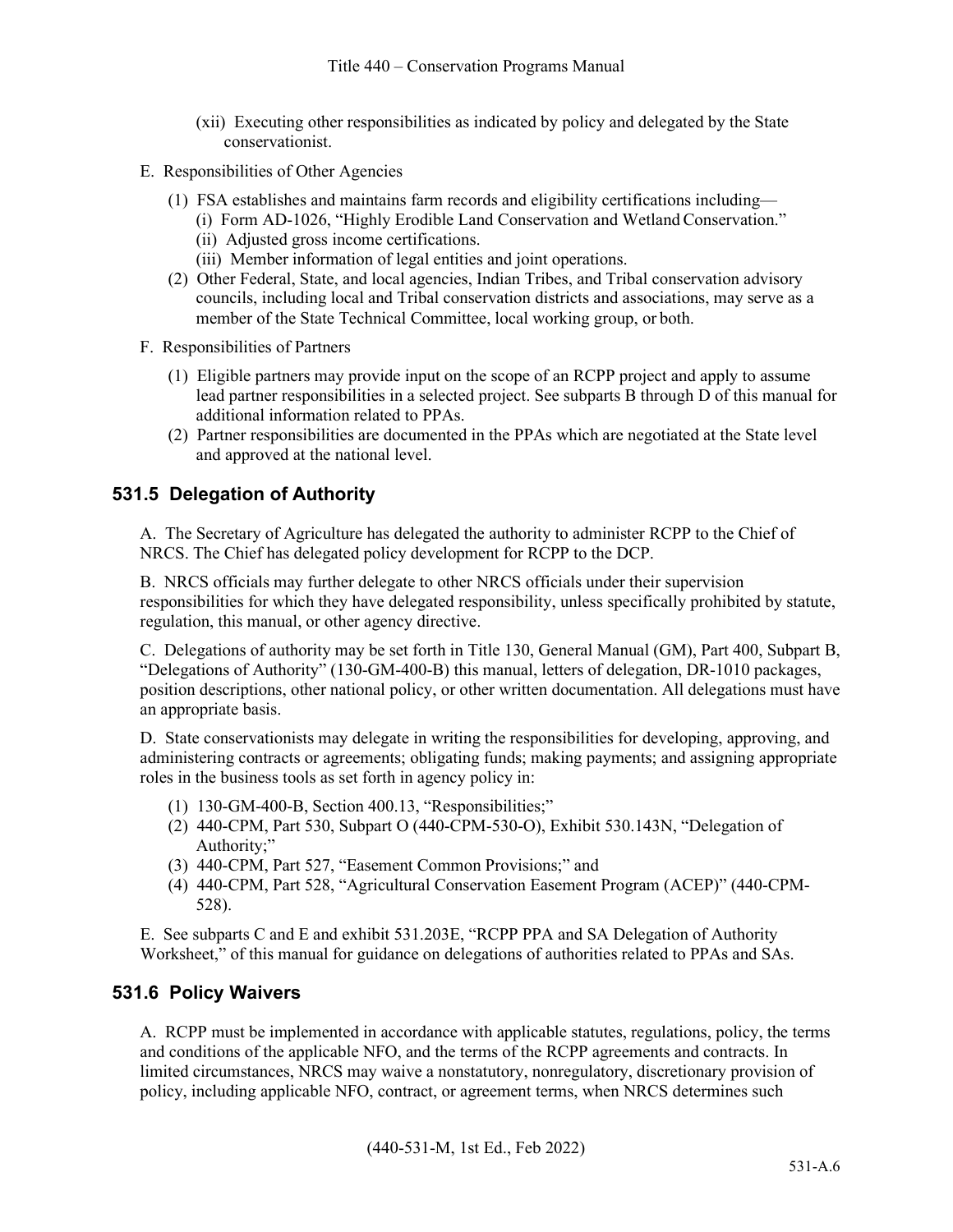(xii) Executing other responsibilities as indicated by policy and delegated by the State conservationist.

E. Responsibilities of Other Agencies

(1) FSA establishes and maintains farm records and eligibility certifications including—
   (i) Form AD-1026, "Highly Erodible Land Conservation and Wetland Conservation."
   (ii) Adjusted gross income certifications.
   (iii) Member information of legal entities and joint operations.

(2) Other Federal, State, and local agencies, Indian Tribes, and Tribal conservation advisory councils, including local and Tribal conservation districts and associations, may serve as a member of the State Technical Committee, local working group, or both.

F. Responsibilities of Partners

(1) Eligible partners may provide input on the scope of an RCPP project and apply to assume lead partner responsibilities in a selected project. See subparts B through D of this manual for additional information related to PPAs.

(2) Partner responsibilities are documented in the PPAs which are negotiated at the State level and approved at the national level.

## 531.5 Delegation of Authority

A. The Secretary of Agriculture has delegated the authority to administer RCPP to the Chief of NRCS. The Chief has delegated policy development for RCPP to the DCP.

B. NRCS officials may further delegate to other NRCS officials under their supervision responsibilities for which they have delegated responsibility, unless specifically prohibited by statute, regulation, this manual, or other agency directive.

C. Delegations of authority may be set forth in Title 130, General Manual (GM), Part 400, Subpart B, "Delegations of Authority" (130-GM-400-B) this manual, letters of delegation, DR-1010 packages, position descriptions, other national policy, or other written documentation. All delegations must have an appropriate basis.

D. State conservationists may delegate in writing the responsibilities for developing, approving, and administering contracts or agreements; obligating funds; making payments; and assigning appropriate roles in the business tools as set forth in agency policy in:

(1) 130-GM-400-B, Section 400.13, "Responsibilities;"

(2) 440-CPM, Part 530, Subpart O (440-CPM-530-O), Exhibit 530.143N, "Delegation of Authority;"

(3) 440-CPM, Part 527, "Easement Common Provisions;" and

(4) 440-CPM, Part 528, "Agricultural Conservation Easement Program (ACEP)" (440-CPM-528).

E. See subparts C and E and exhibit 531.203E, "RCPP PPA and SA Delegation of Authority Worksheet," of this manual for guidance on delegations of authorities related to PPAs and SAs.

## 531.6 Policy Waivers

A. RCPP must be implemented in accordance with applicable statutes, regulations, policy, the terms and conditions of the applicable NFO, and the terms of the RCPP agreements and contracts. In limited circumstances, NRCS may waive a nonstatutory, nonregulatory, discretionary provision of policy, including applicable NFO, contract, or agreement terms, when NRCS determines such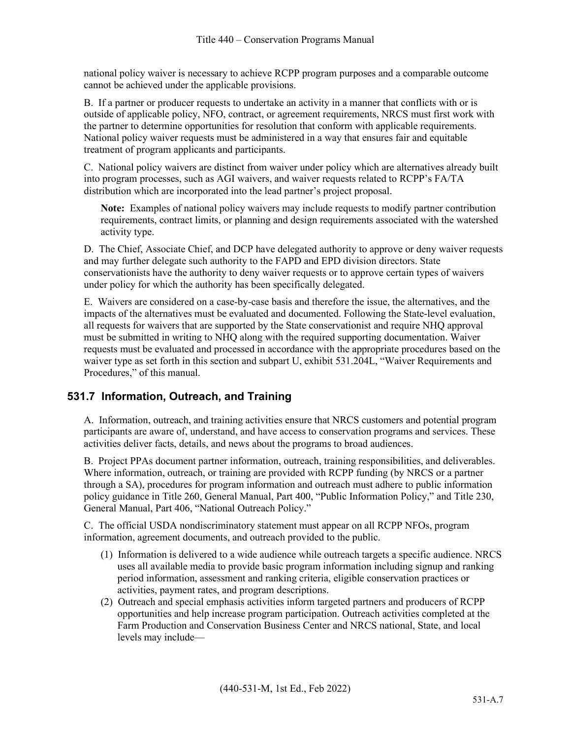national policy waiver is necessary to achieve RCPP program purposes and a comparable outcome cannot be achieved under the applicable provisions.

B. If a partner or producer requests to undertake an activity in a manner that conflicts with or is outside of applicable policy, NFO, contract, or agreement requirements, NRCS must first work with the partner to determine opportunities for resolution that conform with applicable requirements. National policy waiver requests must be administered in a way that ensures fair and equitable treatment of program applicants and participants.

C. National policy waivers are distinct from waiver under policy which are alternatives already built into program processes, such as AGI waivers, and waiver requests related to RCPP's FA/TA distribution which are incorporated into the lead partner's project proposal.

> **Note:** Examples of national policy waivers may include requests to modify partner contribution requirements, contract limits, or planning and design requirements associated with the watershed activity type.

D. The Chief, Associate Chief, and DCP have delegated authority to approve or deny waiver requests and may further delegate such authority to the FAPD and EPD division directors. State conservationists have the authority to deny waiver requests or to approve certain types of waivers under policy for which the authority has been specifically delegated.

E. Waivers are considered on a case-by-case basis and therefore the issue, the alternatives, and the impacts of the alternatives must be evaluated and documented. Following the State-level evaluation, all requests for waivers that are supported by the State conservationist and require NHQ approval must be submitted in writing to NHQ along with the required supporting documentation. Waiver requests must be evaluated and processed in accordance with the appropriate procedures based on the waiver type as set forth in this section and subpart U, exhibit 531.204L, "Waiver Requirements and Procedures," of this manual.

## 531.7 Information, Outreach, and Training

A. Information, outreach, and training activities ensure that NRCS customers and potential program participants are aware of, understand, and have access to conservation programs and services. These activities deliver facts, details, and news about the programs to broad audiences.

B. Project PPAs document partner information, outreach, training responsibilities, and deliverables. Where information, outreach, or training are provided with RCPP funding (by NRCS or a partner through a SA), procedures for program information and outreach must adhere to public information policy guidance in Title 260, General Manual, Part 400, "Public Information Policy," and Title 230, General Manual, Part 406, "National Outreach Policy."

C. The official USDA nondiscriminatory statement must appear on all RCPP NFOs, program information, agreement documents, and outreach provided to the public.

(1) Information is delivered to a wide audience while outreach targets a specific audience. NRCS uses all available media to provide basic program information including signup and ranking period information, assessment and ranking criteria, eligible conservation practices or activities, payment rates, and program descriptions.

(2) Outreach and special emphasis activities inform targeted partners and producers of RCPP opportunities and help increase program participation. Outreach activities completed at the Farm Production and Conservation Business Center and NRCS national, State, and local levels may include—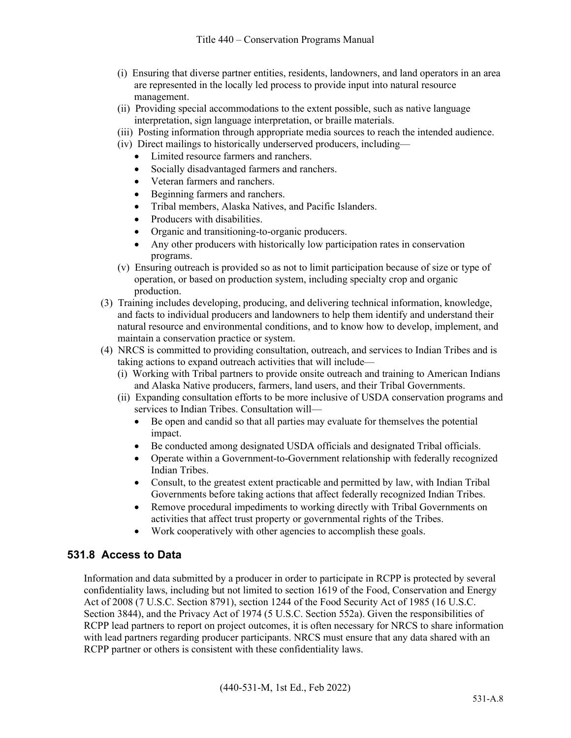(i) Ensuring that diverse partner entities, residents, landowners, and land operators in an area are represented in the locally led process to provide input into natural resource management.

(ii) Providing special accommodations to the extent possible, such as native language interpretation, sign language interpretation, or braille materials.

(iii) Posting information through appropriate media sources to reach the intended audience.

(iv) Direct mailings to historically underserved producers, including—

- Limited resource farmers and ranchers.
- Socially disadvantaged farmers and ranchers.
- Veteran farmers and ranchers.
- Beginning farmers and ranchers.
- Tribal members, Alaska Natives, and Pacific Islanders.
- Producers with disabilities.
- Organic and transitioning-to-organic producers.
- Any other producers with historically low participation rates in conservation programs.

(v) Ensuring outreach is provided so as not to limit participation because of size or type of operation, or based on production system, including specialty crop and organic production.

(3) Training includes developing, producing, and delivering technical information, knowledge, and facts to individual producers and landowners to help them identify and understand their natural resource and environmental conditions, and to know how to develop, implement, and maintain a conservation practice or system.

(4) NRCS is committed to providing consultation, outreach, and services to Indian Tribes and is taking actions to expand outreach activities that will include—

(i) Working with Tribal partners to provide onsite outreach and training to American Indians and Alaska Native producers, farmers, land users, and their Tribal Governments.

(ii) Expanding consultation efforts to be more inclusive of USDA conservation programs and services to Indian Tribes. Consultation will—

- Be open and candid so that all parties may evaluate for themselves the potential impact.
- Be conducted among designated USDA officials and designated Tribal officials.
- Operate within a Government-to-Government relationship with federally recognized Indian Tribes.
- Consult, to the greatest extent practicable and permitted by law, with Indian Tribal Governments before taking actions that affect federally recognized Indian Tribes.
- Remove procedural impediments to working directly with Tribal Governments on activities that affect trust property or governmental rights of the Tribes.
- Work cooperatively with other agencies to accomplish these goals.

## 531.8 Access to Data

Information and data submitted by a producer in order to participate in RCPP is protected by several confidentiality laws, including but not limited to section 1619 of the Food, Conservation and Energy Act of 2008 (7 U.S.C. Section 8791), section 1244 of the Food Security Act of 1985 (16 U.S.C. Section 3844), and the Privacy Act of 1974 (5 U.S.C. Section 552a). Given the responsibilities of RCPP lead partners to report on project outcomes, it is often necessary for NRCS to share information with lead partners regarding producer participants. NRCS must ensure that any data shared with an RCPP partner or others is consistent with these confidentiality laws.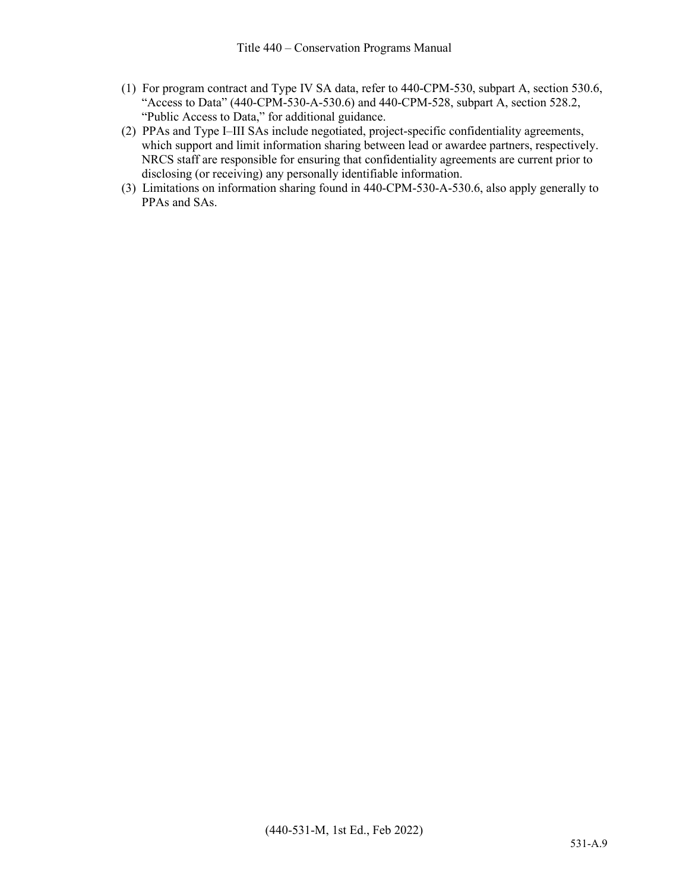(1) For program contract and Type IV SA data, refer to 440-CPM-530, subpart A, section 530.6, "Access to Data" (440-CPM-530-A-530.6) and 440-CPM-528, subpart A, section 528.2, "Public Access to Data," for additional guidance.

(2) PPAs and Type I–III SAs include negotiated, project-specific confidentiality agreements, which support and limit information sharing between lead or awardee partners, respectively. NRCS staff are responsible for ensuring that confidentiality agreements are current prior to disclosing (or receiving) any personally identifiable information.

(3) Limitations on information sharing found in 440-CPM-530-A-530.6, also apply generally to PPAs and SAs.